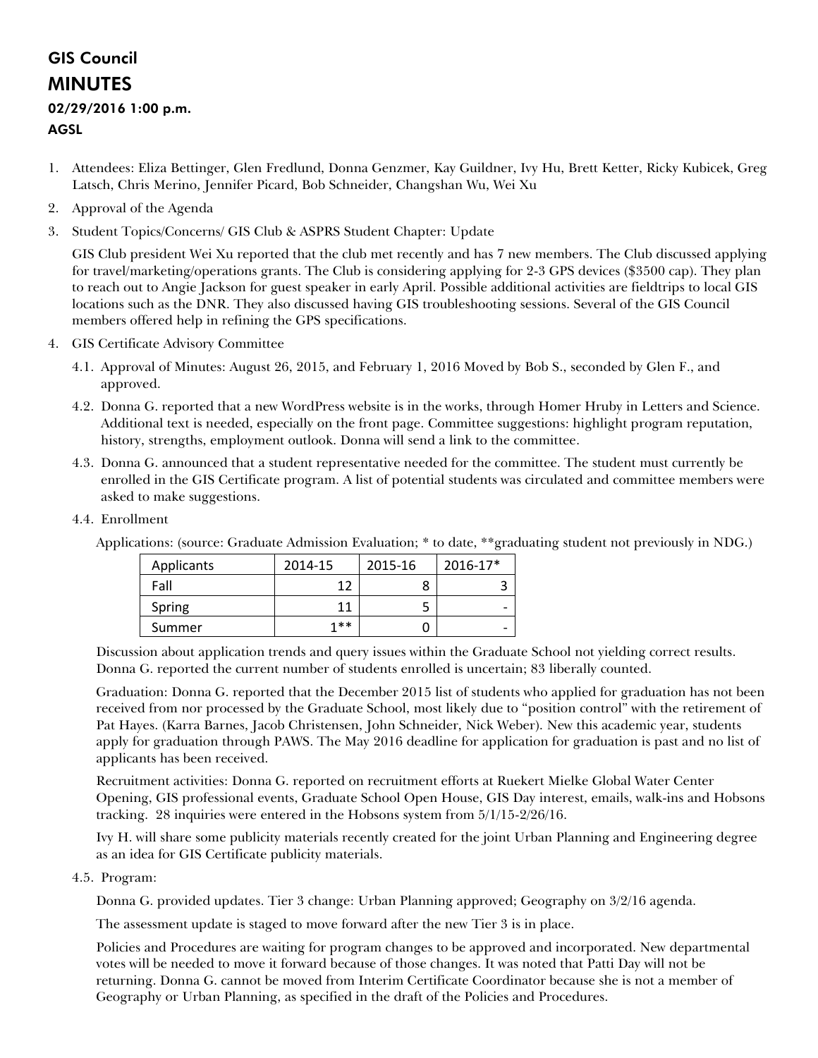# GIS Council

# MINUTES

**02/29/2016 1:00 p.m.**

**AGSL**

1. Attendees: Eliza Bettinger, Glen Fredlund, Donna Genzmer, Kay Guildner, Ivy Hu, Brett Ketter, Ricky Kubicek, Greg Latsch, Chris Merino, Jennifer Picard, Bob Schneider, Changshan Wu, Wei Xu
2. Approval of the Agenda
3. Student Topics/Concerns/ GIS Club & ASPRS Student Chapter: Update

   GIS Club president Wei Xu reported that the club met recently and has 7 new members. The Club discussed applying for travel/marketing/operations grants. The Club is considering applying for 2-3 GPS devices ($3500 cap). They plan to reach out to Angie Jackson for guest speaker in early April. Possible additional activities are fieldtrips to local GIS locations such as the DNR. They also discussed having GIS troubleshooting sessions. Several of the GIS Council members offered help in refining the GPS specifications.

4. GIS Certificate Advisory Committee

   4.1. Approval of Minutes: August 26, 2015, and February 1, 2016 Moved by Bob S., seconded by Glen F., and approved.

   4.2. Donna G. reported that a new WordPress website is in the works, through Homer Hruby in Letters and Science. Additional text is needed, especially on the front page. Committee suggestions: highlight program reputation, history, strengths, employment outlook. Donna will send a link to the committee.

   4.3. Donna G. announced that a student representative needed for the committee. The student must currently be enrolled in the GIS Certificate program. A list of potential students was circulated and committee members were asked to make suggestions.

   4.4. Enrollment

   Applications: (source: Graduate Admission Evaluation; * to date, **graduating student not previously in NDG.)

   | Applicants | 2014-15 | 2015-16 | 2016-17* |
   |---|---|---|---|
   | Fall | 12 | 8 | 3 |
   | Spring | 11 | 5 | - |
   | Summer | 1** | 0 | - |

   Discussion about application trends and query issues within the Graduate School not yielding correct results. Donna G. reported the current number of students enrolled is uncertain; 83 liberally counted.

   Graduation: Donna G. reported that the December 2015 list of students who applied for graduation has not been received from nor processed by the Graduate School, most likely due to "position control" with the retirement of Pat Hayes. (Karra Barnes, Jacob Christensen, John Schneider, Nick Weber). New this academic year, students apply for graduation through PAWS. The May 2016 deadline for application for graduation is past and no list of applicants has been received.

   Recruitment activities: Donna G. reported on recruitment efforts at Ruekert Mielke Global Water Center Opening, GIS professional events, Graduate School Open House, GIS Day interest, emails, walk-ins and Hobsons tracking. 28 inquiries were entered in the Hobsons system from 5/1/15-2/26/16.

   Ivy H. will share some publicity materials recently created for the joint Urban Planning and Engineering degree as an idea for GIS Certificate publicity materials.

   4.5. Program:

   Donna G. provided updates. Tier 3 change: Urban Planning approved; Geography on 3/2/16 agenda.

   The assessment update is staged to move forward after the new Tier 3 is in place.

   Policies and Procedures are waiting for program changes to be approved and incorporated. New departmental votes will be needed to move it forward because of those changes. It was noted that Patti Day will not be returning. Donna G. cannot be moved from Interim Certificate Coordinator because she is not a member of Geography or Urban Planning, as specified in the draft of the Policies and Procedures.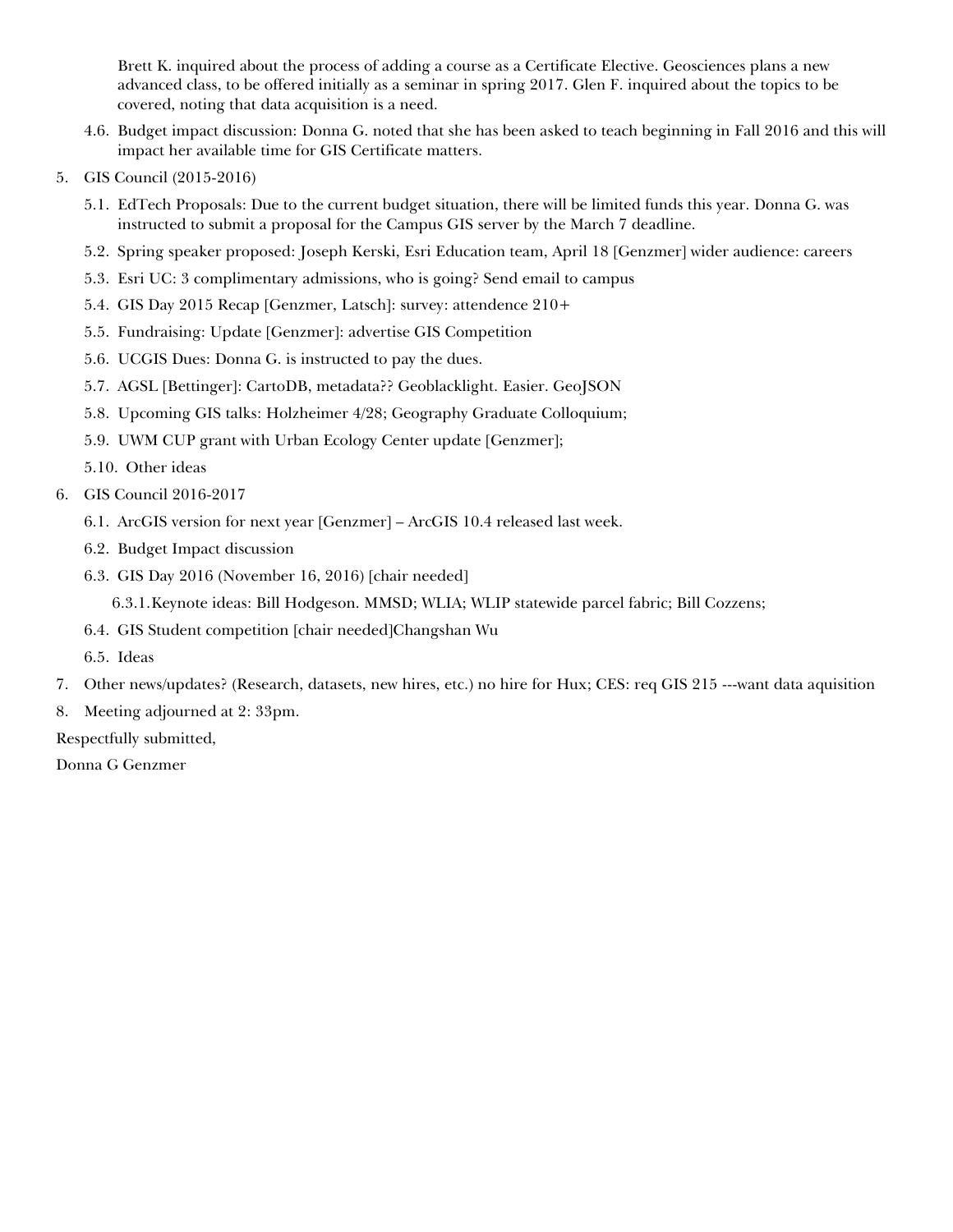Brett K. inquired about the process of adding a course as a Certificate Elective. Geosciences plans a new advanced class, to be offered initially as a seminar in spring 2017. Glen F. inquired about the topics to be covered, noting that data acquisition is a need.

- 4.6. Budget impact discussion: Donna G. noted that she has been asked to teach beginning in Fall 2016 and this will impact her available time for GIS Certificate matters.

5. GIS Council (2015-2016)
   - 5.1. EdTech Proposals: Due to the current budget situation, there will be limited funds this year. Donna G. was instructed to submit a proposal for the Campus GIS server by the March 7 deadline.
   - 5.2. Spring speaker proposed: Joseph Kerski, Esri Education team, April 18 [Genzmer] wider audience: careers
   - 5.3. Esri UC: 3 complimentary admissions, who is going? Send email to campus
   - 5.4. GIS Day 2015 Recap [Genzmer, Latsch]: survey: attendence 210+
   - 5.5. Fundraising: Update [Genzmer]: advertise GIS Competition
   - 5.6. UCGIS Dues: Donna G. is instructed to pay the dues.
   - 5.7. AGSL [Bettinger]: CartoDB, metadata?? Geoblacklight. Easier. GeoJSON
   - 5.8. Upcoming GIS talks: Holzheimer 4/28; Geography Graduate Colloquium;
   - 5.9. UWM CUP grant with Urban Ecology Center update [Genzmer];
   - 5.10. Other ideas
6. GIS Council 2016-2017
   - 6.1. ArcGIS version for next year [Genzmer] – ArcGIS 10.4 released last week.
   - 6.2. Budget Impact discussion
   - 6.3. GIS Day 2016 (November 16, 2016) [chair needed]
     - 6.3.1. Keynote ideas: Bill Hodgeson. MMSD; WLIA; WLIP statewide parcel fabric; Bill Cozzens;
   - 6.4. GIS Student competition [chair needed]Changshan Wu
   - 6.5. Ideas
7. Other news/updates? (Research, datasets, new hires, etc.) no hire for Hux; CES: req GIS 215 ---want data aquisition
8. Meeting adjourned at 2: 33pm.

Respectfully submitted,

Donna G Genzmer